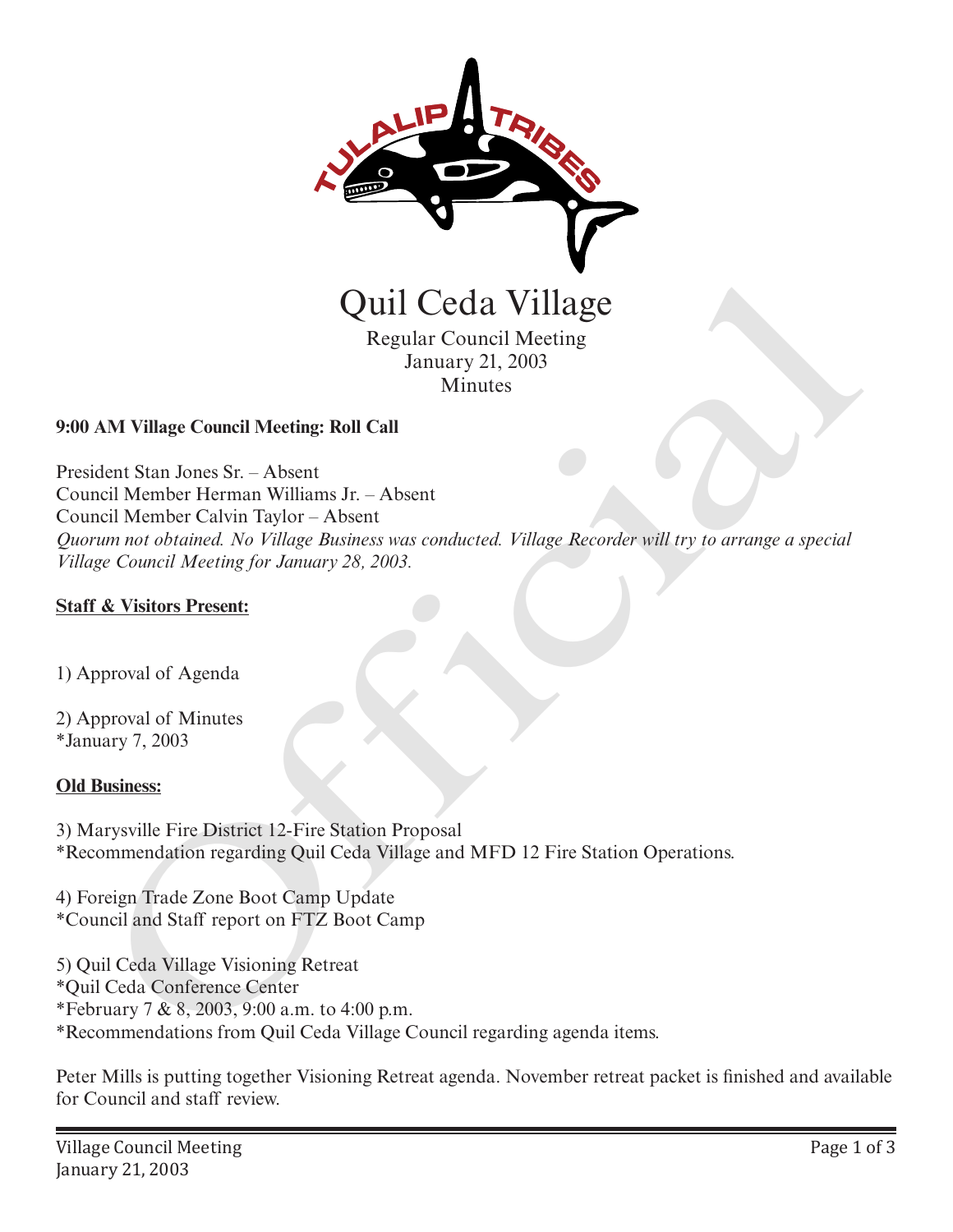# Quil Ceda Village

Regular Council Meeting
January 21, 2003
Minutes

**9:00 AM Village Council Meeting: Roll Call**

President Stan Jones Sr. – Absent
Council Member Herman Williams Jr. – Absent
Council Member Calvin Taylor – Absent
*Quorum not obtained. No Village Business was conducted. Village Recorder will try to arrange a special Village Council Meeting for January 28, 2003.*

**Staff & Visitors Present:**

1) Approval of Agenda

2) Approval of Minutes
*January 7, 2003

**Old Business:**

3) Marysville Fire District 12-Fire Station Proposal
*Recommendation regarding Quil Ceda Village and MFD 12 Fire Station Operations.

4) Foreign Trade Zone Boot Camp Update
*Council and Staff report on FTZ Boot Camp

5) Quil Ceda Village Visioning Retreat
*Quil Ceda Conference Center
*February 7 & 8, 2003, 9:00 a.m. to 4:00 p.m.
*Recommendations from Quil Ceda Village Council regarding agenda items.

Peter Mills is putting together Visioning Retreat agenda. November retreat packet is finished and available for Council and staff review.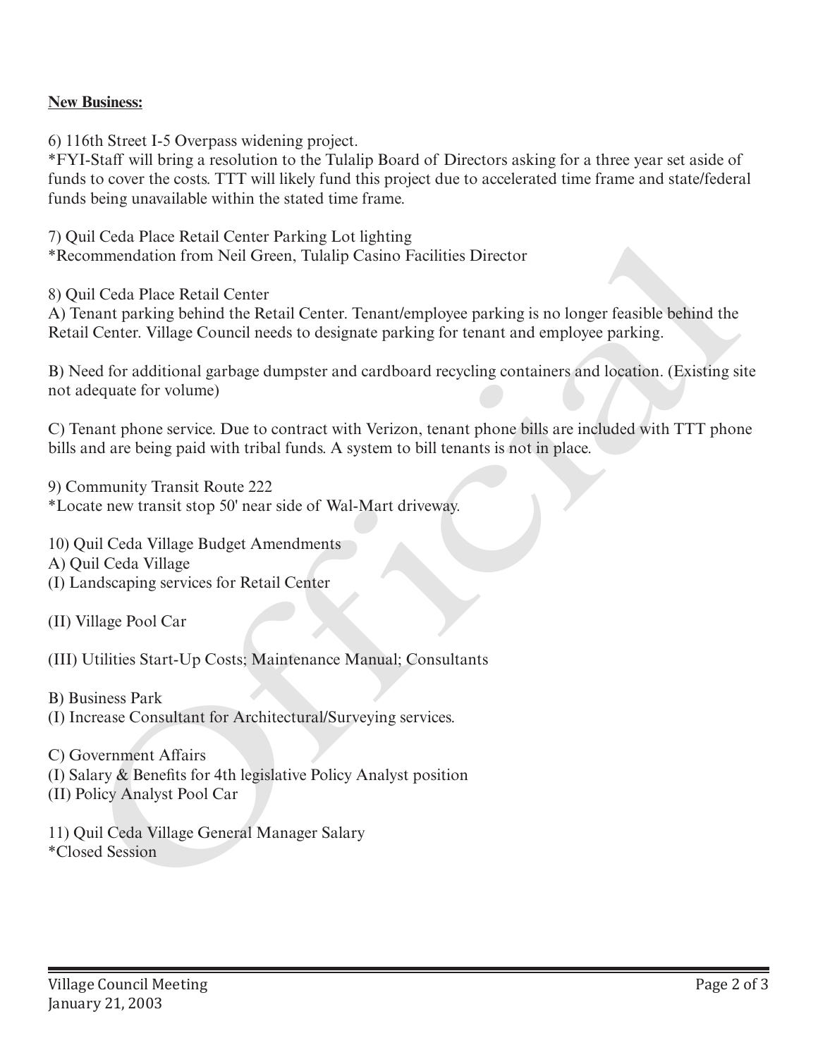**New Business:**

6) 116th Street I-5 Overpass widening project.
*FYI-Staff will bring a resolution to the Tulalip Board of Directors asking for a three year set aside of funds to cover the costs. TTT will likely fund this project due to accelerated time frame and state/federal funds being unavailable within the stated time frame.

7) Quil Ceda Place Retail Center Parking Lot lighting
*Recommendation from Neil Green, Tulalip Casino Facilities Director

8) Quil Ceda Place Retail Center
A) Tenant parking behind the Retail Center. Tenant/employee parking is no longer feasible behind the Retail Center. Village Council needs to designate parking for tenant and employee parking.

B) Need for additional garbage dumpster and cardboard recycling containers and location. (Existing site not adequate for volume)

C) Tenant phone service. Due to contract with Verizon, tenant phone bills are included with TTT phone bills and are being paid with tribal funds. A system to bill tenants is not in place.

9) Community Transit Route 222
*Locate new transit stop 50' near side of Wal-Mart driveway.

10) Quil Ceda Village Budget Amendments
A) Quil Ceda Village
(I) Landscaping services for Retail Center

(II) Village Pool Car

(III) Utilities Start-Up Costs; Maintenance Manual; Consultants

B) Business Park
(I) Increase Consultant for Architectural/Surveying services.

C) Government Affairs
(I) Salary & Benefits for 4th legislative Policy Analyst position
(II) Policy Analyst Pool Car

11) Quil Ceda Village General Manager Salary
*Closed Session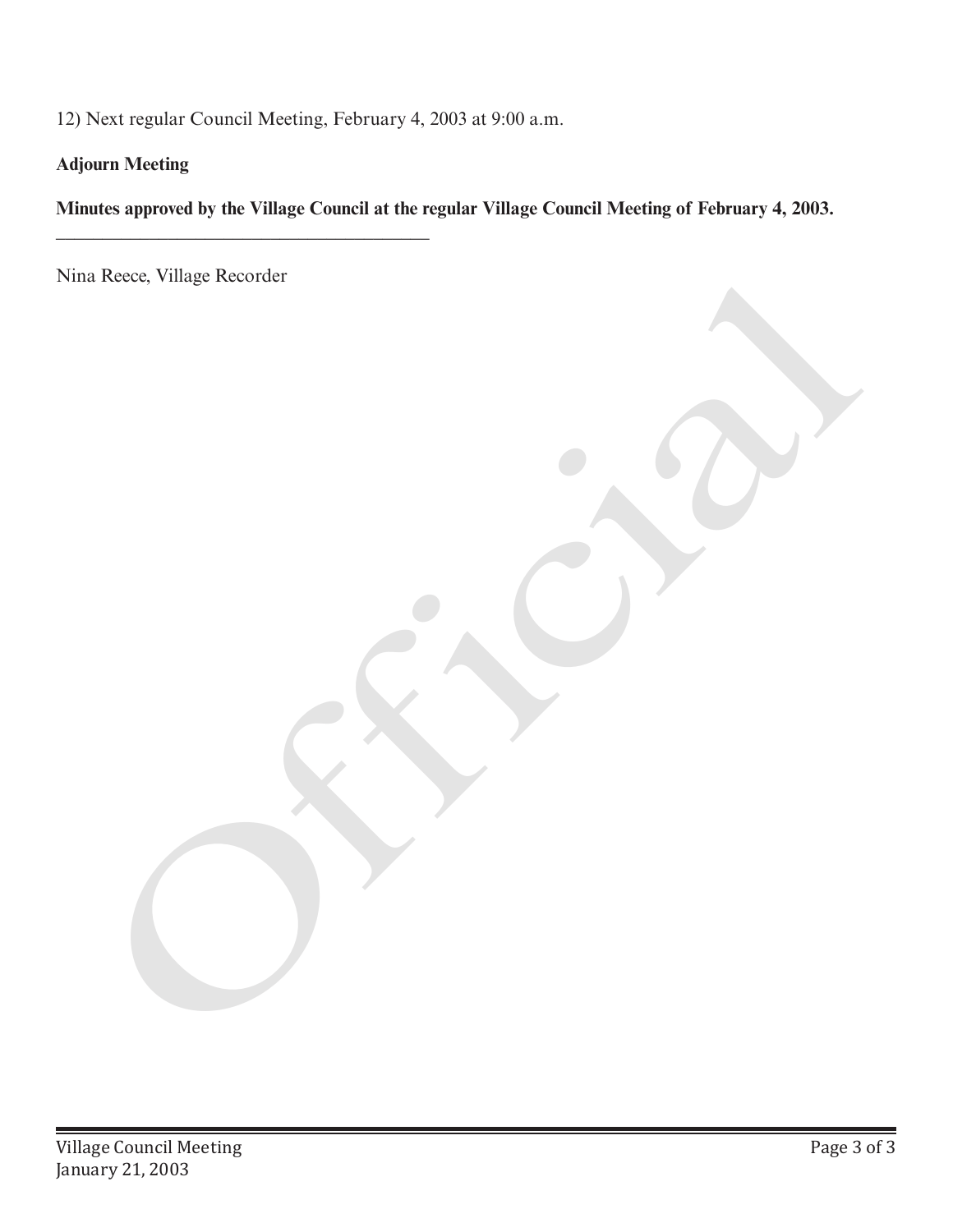12) Next regular Council Meeting, February 4, 2003 at 9:00 a.m.

**Adjourn Meeting**

**Minutes approved by the Village Council at the regular Village Council Meeting of February 4, 2003.**

\_\_\_\_\_\_\_\_\_\_\_\_\_\_\_\_\_\_\_\_\_\_\_\_\_\_\_\_\_\_\_\_\_\_\_\_\_\_\_\_

Nina Reece, Village Recorder